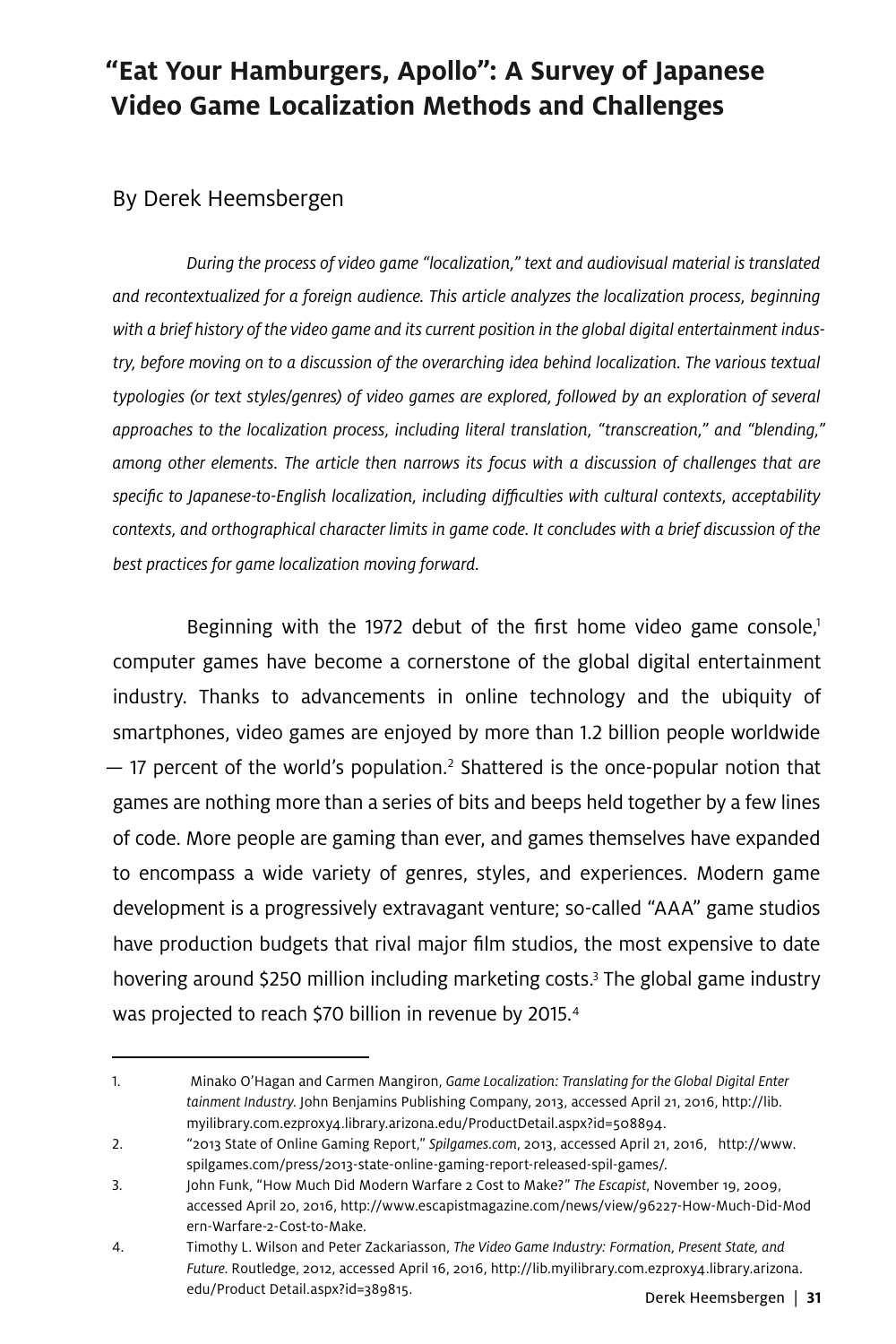# "Eat Your Hamburgers, Apollo": A Survey of Japanese Video Game Localization Methods and Challenges

## By Derek Heemsbergen

*During the process of video game "localization," text and audiovisual material is translated and recontextualized for a foreign audience. This article analyzes the localization process, beginning with a brief history of the video game and its current position in the global digital entertainment industry, before moving on to a discussion of the overarching idea behind localization. The various textual typologies (or text styles/genres) of video games are explored, followed by an exploration of several approaches to the localization process, including literal translation, "transcreation," and "blending," among other elements. The article then narrows its focus with a discussion of challenges that are specific to Japanese-to-English localization, including difficulties with cultural contexts, acceptability contexts, and orthographical character limits in game code. It concludes with a brief discussion of the best practices for game localization moving forward.*

Beginning with the 1972 debut of the first home video game console,[1] computer games have become a cornerstone of the global digital entertainment industry. Thanks to advancements in online technology and the ubiquity of smartphones, video games are enjoyed by more than 1.2 billion people worldwide — 17 percent of the world's population.[2] Shattered is the once-popular notion that games are nothing more than a series of bits and beeps held together by a few lines of code. More people are gaming than ever, and games themselves have expanded to encompass a wide variety of genres, styles, and experiences. Modern game development is a progressively extravagant venture; so-called "AAA" game studios have production budgets that rival major film studios, the most expensive to date hovering around $250 million including marketing costs.[3] The global game industry was projected to reach $70 billion in revenue by 2015.[4]

---

1. Minako O'Hagan and Carmen Mangiron, *Game Localization: Translating for the Global Digital Entertainment Industry*. John Benjamins Publishing Company, 2013, accessed April 21, 2016, http://lib.myilibrary.com.ezproxy4.library.arizona.edu/ProductDetail.aspx?id=508894.
2. "2013 State of Online Gaming Report," *Spilgames.com*, 2013, accessed April 21, 2016, http://www.spilgames.com/press/2013-state-online-gaming-report-released-spil-games/.
3. John Funk, "How Much Did Modern Warfare 2 Cost to Make?" *The Escapist*, November 19, 2009, accessed April 20, 2016, http://www.escapistmagazine.com/news/view/96227-How-Much-Did-Modern-Warfare-2-Cost-to-Make.
4. Timothy L. Wilson and Peter Zackariasson, *The Video Game Industry: Formation, Present State, and Future*. Routledge, 2012, accessed April 16, 2016, http://lib.myilibrary.com.ezproxy4.library.arizona.edu/Product Detail.aspx?id=389815.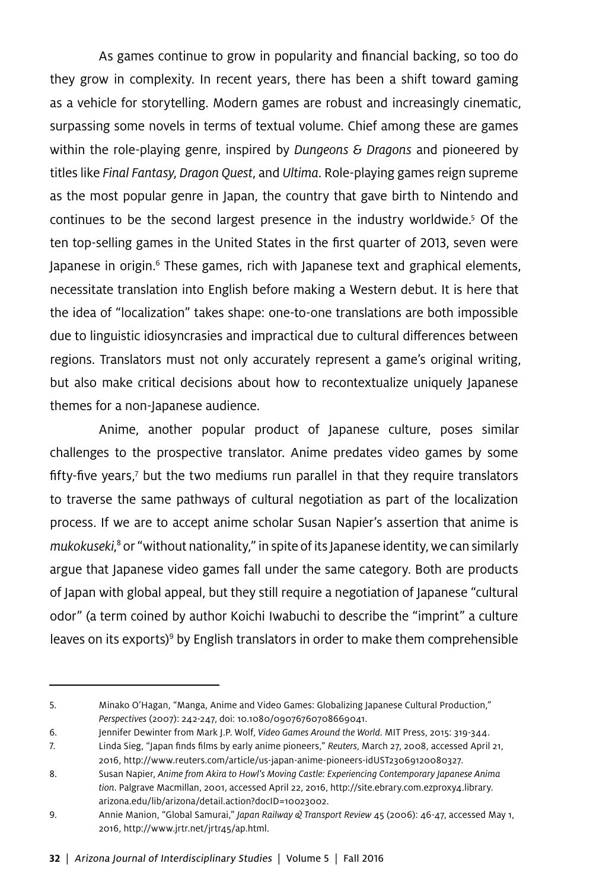As games continue to grow in popularity and financial backing, so too do they grow in complexity. In recent years, there has been a shift toward gaming as a vehicle for storytelling. Modern games are robust and increasingly cinematic, surpassing some novels in terms of textual volume. Chief among these are games within the role-playing genre, inspired by *Dungeons & Dragons* and pioneered by titles like *Final Fantasy*, *Dragon Quest*, and *Ultima*. Role-playing games reign supreme as the most popular genre in Japan, the country that gave birth to Nintendo and continues to be the second largest presence in the industry worldwide.[5] Of the ten top-selling games in the United States in the first quarter of 2013, seven were Japanese in origin.[6] These games, rich with Japanese text and graphical elements, necessitate translation into English before making a Western debut. It is here that the idea of "localization" takes shape: one-to-one translations are both impossible due to linguistic idiosyncrasies and impractical due to cultural differences between regions. Translators must not only accurately represent a game's original writing, but also make critical decisions about how to recontextualize uniquely Japanese themes for a non-Japanese audience.

Anime, another popular product of Japanese culture, poses similar challenges to the prospective translator. Anime predates video games by some fifty-five years,[7] but the two mediums run parallel in that they require translators to traverse the same pathways of cultural negotiation as part of the localization process. If we are to accept anime scholar Susan Napier's assertion that anime is *mukokuseki*,[8] or "without nationality," in spite of its Japanese identity, we can similarly argue that Japanese video games fall under the same category. Both are products of Japan with global appeal, but they still require a negotiation of Japanese "cultural odor" (a term coined by author Koichi Iwabuchi to describe the "imprint" a culture leaves on its exports)[9] by English translators in order to make them comprehensible

---

5. Minako O'Hagan, "Manga, Anime and Video Games: Globalizing Japanese Cultural Production," *Perspectives* (2007): 242-247, doi: 10.1080/09076760708669041.
6. Jennifer Dewinter from Mark J.P. Wolf, *Video Games Around the World*. MIT Press, 2015: 319-344.
7. Linda Sieg, "Japan finds films by early anime pioneers," *Reuters*, March 27, 2008, accessed April 21, 2016, http://www.reuters.com/article/us-japan-anime-pioneers-idUST23069120080327.
8. Susan Napier, *Anime from Akira to Howl's Moving Castle: Experiencing Contemporary Japanese Animation*. Palgrave Macmillan, 2001, accessed April 22, 2016, http://site.ebrary.com.ezproxy4.library.arizona.edu/lib/arizona/detail.action?docID=10023002.
9. Annie Manion, "Global Samurai," *Japan Railway & Transport Review* 45 (2006): 46-47, accessed May 1, 2016, http://www.jrtr.net/jrtr45/ap.html.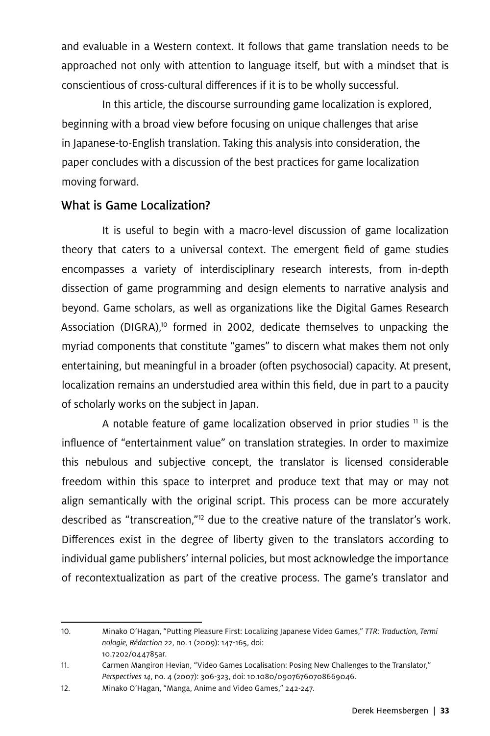and evaluable in a Western context. It follows that game translation needs to be approached not only with attention to language itself, but with a mindset that is conscientious of cross-cultural differences if it is to be wholly successful.

In this article, the discourse surrounding game localization is explored, beginning with a broad view before focusing on unique challenges that arise in Japanese-to-English translation. Taking this analysis into consideration, the paper concludes with a discussion of the best practices for game localization moving forward.

## What is Game Localization?

It is useful to begin with a macro-level discussion of game localization theory that caters to a universal context. The emergent field of game studies encompasses a variety of interdisciplinary research interests, from in-depth dissection of game programming and design elements to narrative analysis and beyond. Game scholars, as well as organizations like the Digital Games Research Association (DIGRA),[10] formed in 2002, dedicate themselves to unpacking the myriad components that constitute "games" to discern what makes them not only entertaining, but meaningful in a broader (often psychosocial) capacity. At present, localization remains an understudied area within this field, due in part to a paucity of scholarly works on the subject in Japan.

A notable feature of game localization observed in prior studies [11] is the influence of "entertainment value" on translation strategies. In order to maximize this nebulous and subjective concept, the translator is licensed considerable freedom within this space to interpret and produce text that may or may not align semantically with the original script. This process can be more accurately described as "transcreation,"[12] due to the creative nature of the translator's work. Differences exist in the degree of liberty given to the translators according to individual game publishers' internal policies, but most acknowledge the importance of recontextualization as part of the creative process. The game's translator and

---

10. Minako O'Hagan, "Putting Pleasure First: Localizing Japanese Video Games," *TTR: Traduction, Terminologie, Rédaction* 22, no. 1 (2009): 147-165, doi: 10.7202/044785ar.
11. Carmen Mangiron Hevian, "Video Games Localisation: Posing New Challenges to the Translator," *Perspectives 14*, no. 4 (2007): 306-323, doi: 10.1080/09076760708669046.
12. Minako O'Hagan, "Manga, Anime and Video Games," 242-247.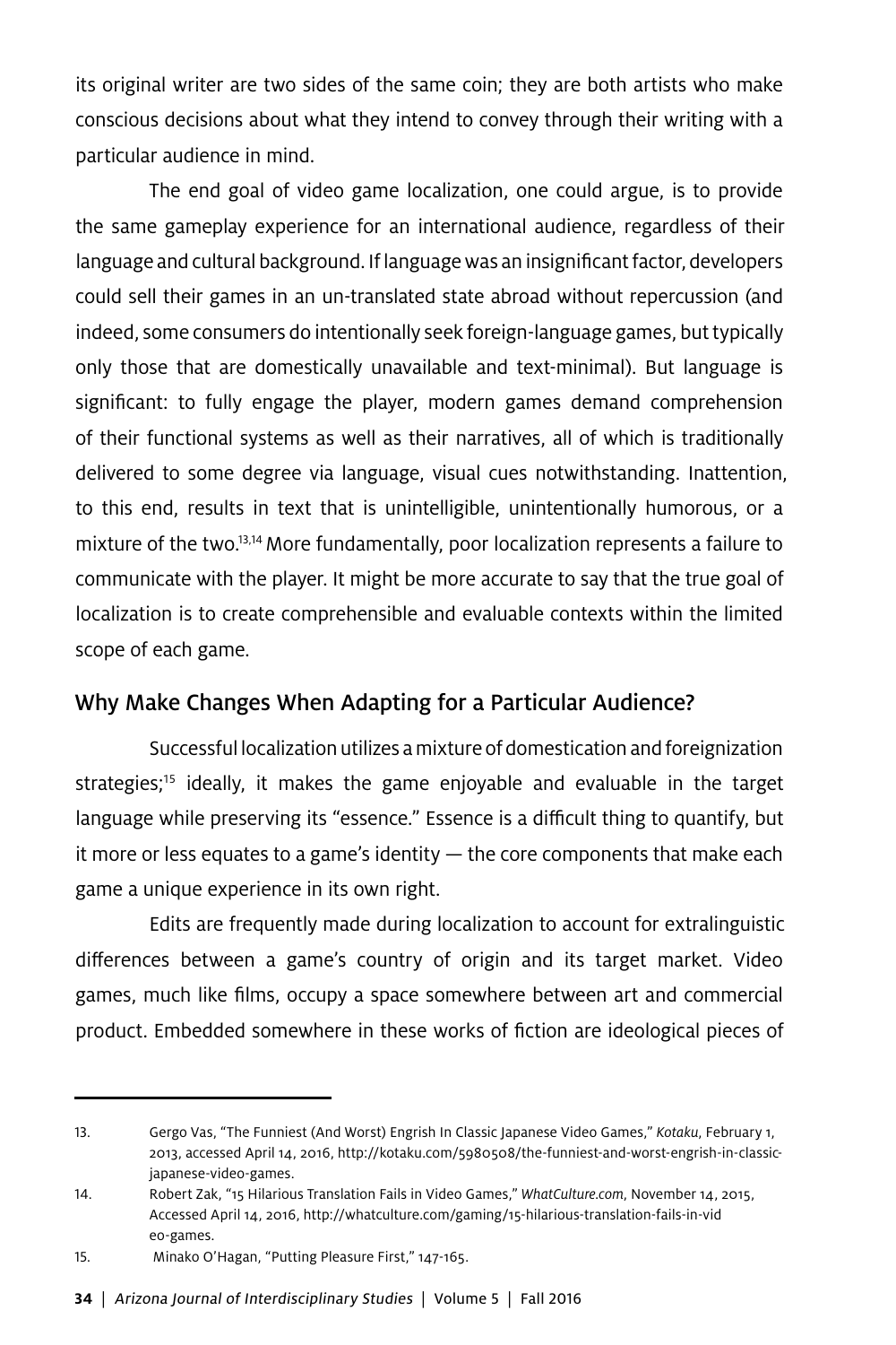its original writer are two sides of the same coin; they are both artists who make conscious decisions about what they intend to convey through their writing with a particular audience in mind.

The end goal of video game localization, one could argue, is to provide the same gameplay experience for an international audience, regardless of their language and cultural background. If language was an insignificant factor, developers could sell their games in an un-translated state abroad without repercussion (and indeed, some consumers do intentionally seek foreign-language games, but typically only those that are domestically unavailable and text-minimal). But language is significant: to fully engage the player, modern games demand comprehension of their functional systems as well as their narratives, all of which is traditionally delivered to some degree via language, visual cues notwithstanding. Inattention, to this end, results in text that is unintelligible, unintentionally humorous, or a mixture of the two.[13,14] More fundamentally, poor localization represents a failure to communicate with the player. It might be more accurate to say that the true goal of localization is to create comprehensible and evaluable contexts within the limited scope of each game.

## Why Make Changes When Adapting for a Particular Audience?

Successful localization utilizes a mixture of domestication and foreignization strategies;[15] ideally, it makes the game enjoyable and evaluable in the target language while preserving its "essence." Essence is a difficult thing to quantify, but it more or less equates to a game's identity — the core components that make each game a unique experience in its own right.

Edits are frequently made during localization to account for extralinguistic differences between a game's country of origin and its target market. Video games, much like films, occupy a space somewhere between art and commercial product. Embedded somewhere in these works of fiction are ideological pieces of

---

13. Gergo Vas, "The Funniest (And Worst) Engrish In Classic Japanese Video Games," *Kotaku*, February 1, 2013, accessed April 14, 2016, http://kotaku.com/5980508/the-funniest-and-worst-engrish-in-classic-japanese-video-games.
14. Robert Zak, "15 Hilarious Translation Fails in Video Games," *WhatCulture.com*, November 14, 2015, Accessed April 14, 2016, http://whatculture.com/gaming/15-hilarious-translation-fails-in-video-games.
15. Minako O'Hagan, "Putting Pleasure First," 147-165.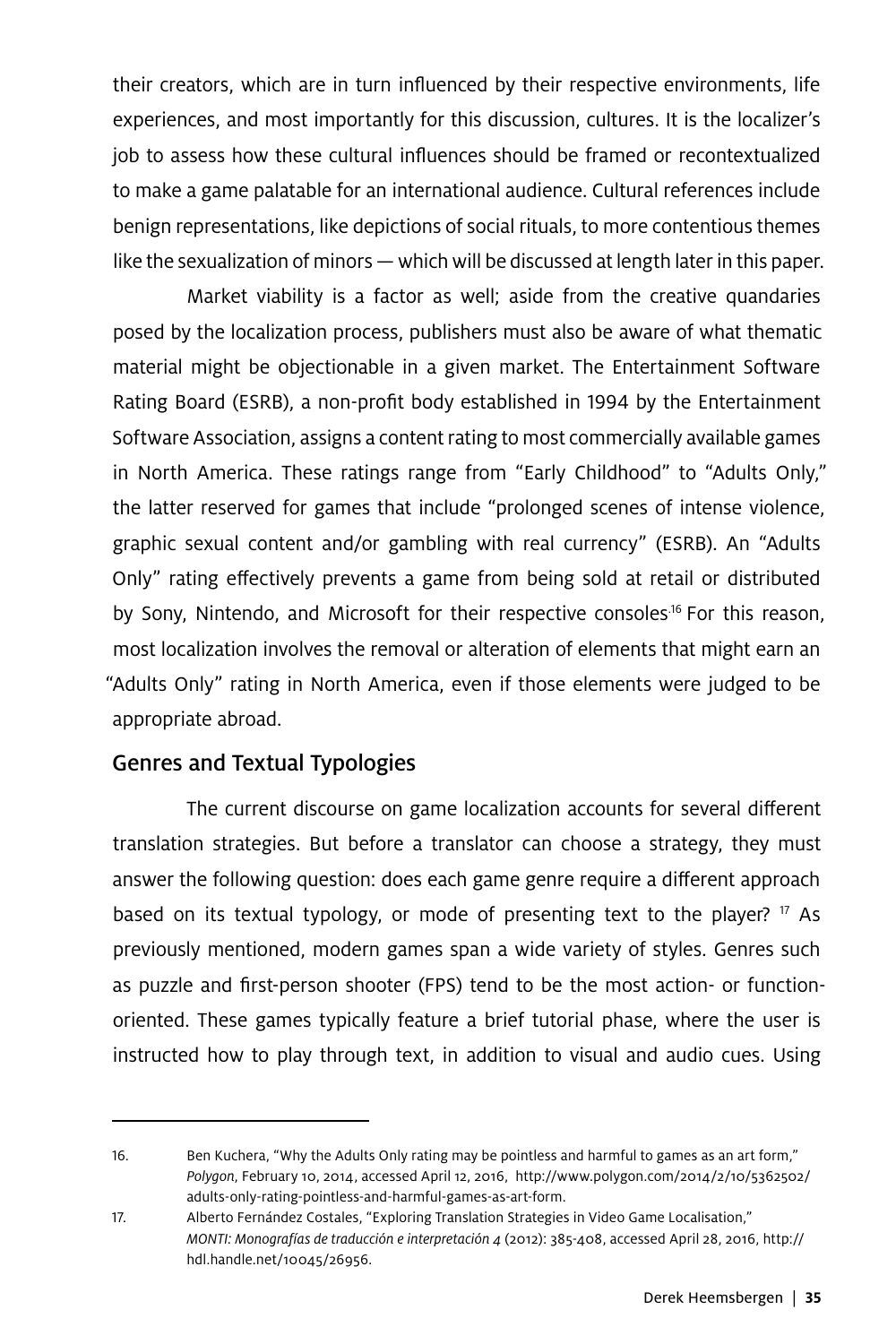their creators, which are in turn influenced by their respective environments, life experiences, and most importantly for this discussion, cultures. It is the localizer's job to assess how these cultural influences should be framed or recontextualized to make a game palatable for an international audience. Cultural references include benign representations, like depictions of social rituals, to more contentious themes like the sexualization of minors — which will be discussed at length later in this paper.

Market viability is a factor as well; aside from the creative quandaries posed by the localization process, publishers must also be aware of what thematic material might be objectionable in a given market. The Entertainment Software Rating Board (ESRB), a non-profit body established in 1994 by the Entertainment Software Association, assigns a content rating to most commercially available games in North America. These ratings range from "Early Childhood" to "Adults Only," the latter reserved for games that include "prolonged scenes of intense violence, graphic sexual content and/or gambling with real currency" (ESRB). An "Adults Only" rating effectively prevents a game from being sold at retail or distributed by Sony, Nintendo, and Microsoft for their respective consoles.[16] For this reason, most localization involves the removal or alteration of elements that might earn an "Adults Only" rating in North America, even if those elements were judged to be appropriate abroad.

## Genres and Textual Typologies

The current discourse on game localization accounts for several different translation strategies. But before a translator can choose a strategy, they must answer the following question: does each game genre require a different approach based on its textual typology, or mode of presenting text to the player? [17] As previously mentioned, modern games span a wide variety of styles. Genres such as puzzle and first-person shooter (FPS) tend to be the most action- or function-oriented. These games typically feature a brief tutorial phase, where the user is instructed how to play through text, in addition to visual and audio cues. Using

---

16. Ben Kuchera, "Why the Adults Only rating may be pointless and harmful to games as an art form," *Polygon*, February 10, 2014, accessed April 12, 2016, http://www.polygon.com/2014/2/10/5362502/adults-only-rating-pointless-and-harmful-games-as-art-form.

17. Alberto Fernández Costales, "Exploring Translation Strategies in Video Game Localisation," *MONTI: Monografías de traducción e interpretación 4* (2012): 385-408, accessed April 28, 2016, http://hdl.handle.net/10045/26956.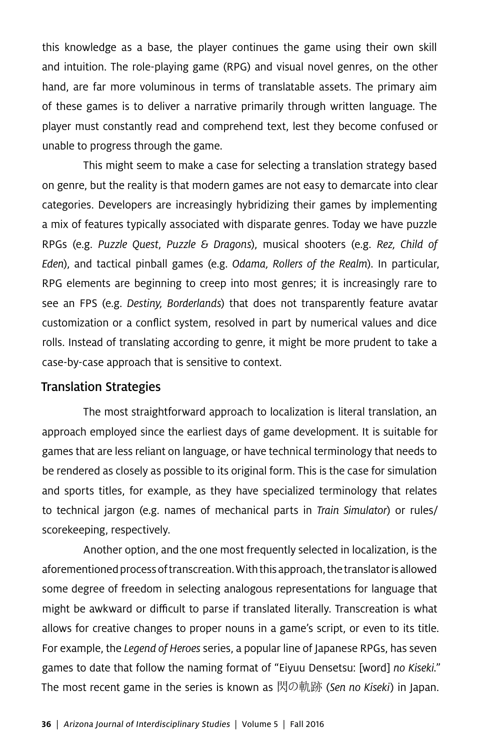this knowledge as a base, the player continues the game using their own skill and intuition. The role-playing game (RPG) and visual novel genres, on the other hand, are far more voluminous in terms of translatable assets. The primary aim of these games is to deliver a narrative primarily through written language. The player must constantly read and comprehend text, lest they become confused or unable to progress through the game.

This might seem to make a case for selecting a translation strategy based on genre, but the reality is that modern games are not easy to demarcate into clear categories. Developers are increasingly hybridizing their games by implementing a mix of features typically associated with disparate genres. Today we have puzzle RPGs (e.g. *Puzzle Quest*, *Puzzle & Dragons*), musical shooters (e.g. *Rez, Child of Eden*), and tactical pinball games (e.g. *Odama, Rollers of the Realm*). In particular, RPG elements are beginning to creep into most genres; it is increasingly rare to see an FPS (e.g. *Destiny, Borderlands*) that does not transparently feature avatar customization or a conflict system, resolved in part by numerical values and dice rolls. Instead of translating according to genre, it might be more prudent to take a case-by-case approach that is sensitive to context.

## Translation Strategies

The most straightforward approach to localization is literal translation, an approach employed since the earliest days of game development. It is suitable for games that are less reliant on language, or have technical terminology that needs to be rendered as closely as possible to its original form. This is the case for simulation and sports titles, for example, as they have specialized terminology that relates to technical jargon (e.g. names of mechanical parts in *Train Simulator*) or rules/scorekeeping, respectively.

Another option, and the one most frequently selected in localization, is the aforementioned process of transcreation. With this approach, the translator is allowed some degree of freedom in selecting analogous representations for language that might be awkward or difficult to parse if translated literally. Transcreation is what allows for creative changes to proper nouns in a game's script, or even to its title. For example, the *Legend of Heroes* series, a popular line of Japanese RPGs, has seven games to date that follow the naming format of "Eiyuu Densetsu: [word] *no Kiseki*." The most recent game in the series is known as 閃の軌跡 (*Sen no Kiseki*) in Japan.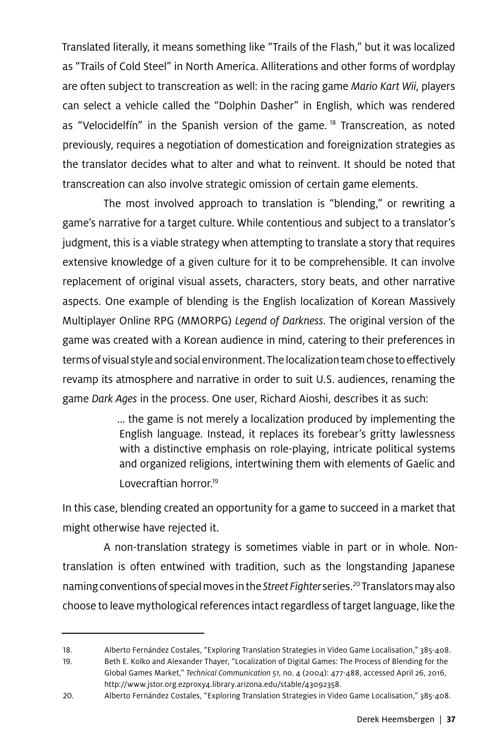Translated literally, it means something like "Trails of the Flash," but it was localized as "Trails of Cold Steel" in North America. Alliterations and other forms of wordplay are often subject to transcreation as well: in the racing game *Mario Kart Wii*, players can select a vehicle called the "Dolphin Dasher" in English, which was rendered as "Velocidelfín" in the Spanish version of the game. [18] Transcreation, as noted previously, requires a negotiation of domestication and foreignization strategies as the translator decides what to alter and what to reinvent. It should be noted that transcreation can also involve strategic omission of certain game elements.

The most involved approach to translation is "blending," or rewriting a game's narrative for a target culture. While contentious and subject to a translator's judgment, this is a viable strategy when attempting to translate a story that requires extensive knowledge of a given culture for it to be comprehensible. It can involve replacement of original visual assets, characters, story beats, and other narrative aspects. One example of blending is the English localization of Korean Massively Multiplayer Online RPG (MMORPG) *Legend of Darkness*. The original version of the game was created with a Korean audience in mind, catering to their preferences in terms of visual style and social environment. The localization team chose to effectively revamp its atmosphere and narrative in order to suit U.S. audiences, renaming the game *Dark Ages* in the process. One user, Richard Aioshi, describes it as such:

> ... the game is not merely a localization produced by implementing the English language. Instead, it replaces its forebear's gritty lawlessness with a distinctive emphasis on role-playing, intricate political systems and organized religions, intertwining them with elements of Gaelic and Lovecraftian horror.[19]

In this case, blending created an opportunity for a game to succeed in a market that might otherwise have rejected it.

A non-translation strategy is sometimes viable in part or in whole. Non-translation is often entwined with tradition, such as the longstanding Japanese naming conventions of special moves in the *Street Fighter* series.[20] Translators may also choose to leave mythological references intact regardless of target language, like the

---

18. Alberto Fernández Costales, "Exploring Translation Strategies in Video Game Localisation," 385-408.

19. Beth E. Kolko and Alexander Thayer, "Localization of Digital Games: The Process of Blending for the Global Games Market," *Technical Communication 51*, no. 4 (2004): 477-488, accessed April 26, 2016, http://www.jstor.org.ezproxy4.library.arizona.edu/stable/43092358.

20. Alberto Fernández Costales, "Exploring Translation Strategies in Video Game Localisation," 385-408.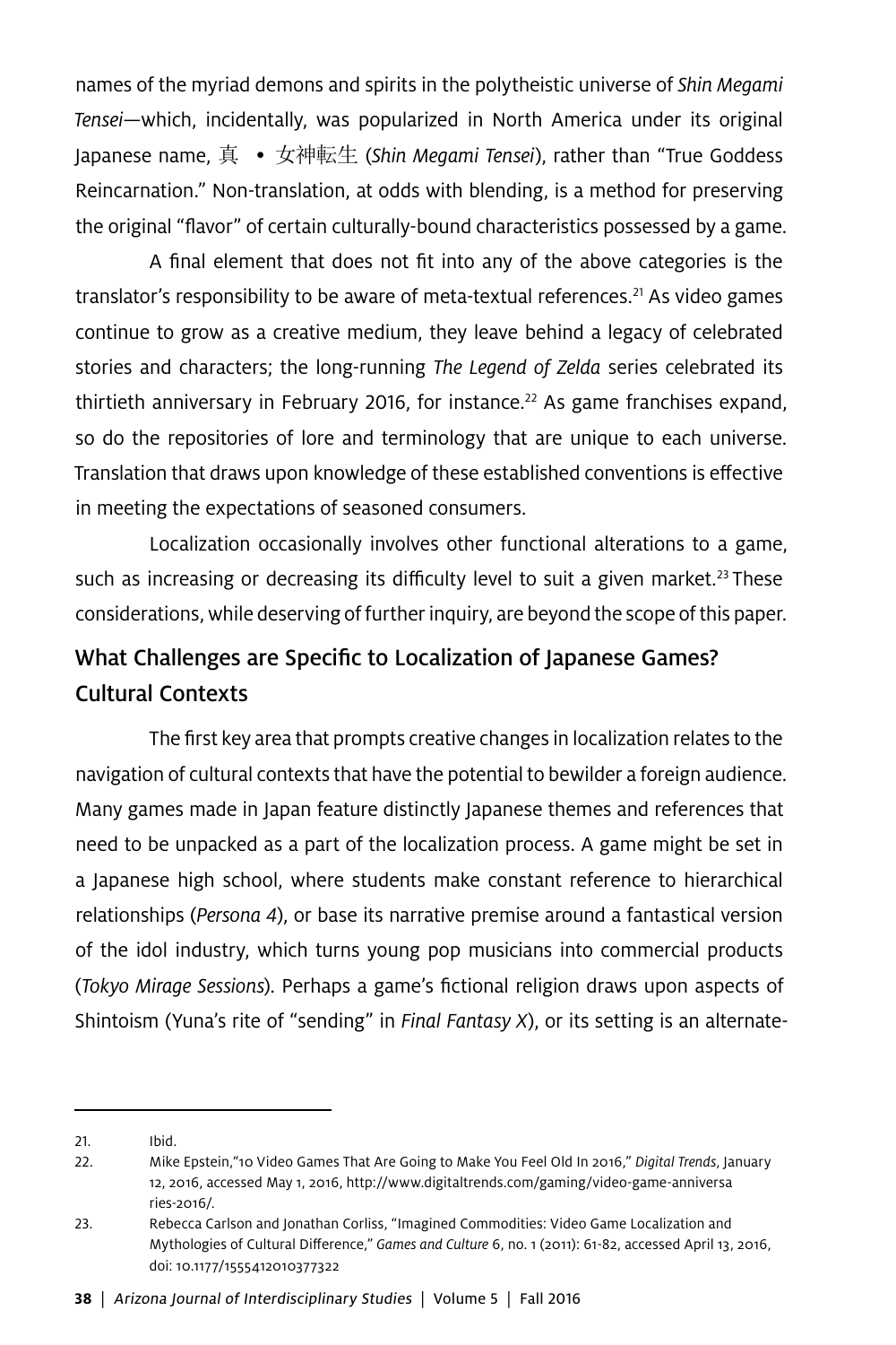names of the myriad demons and spirits in the polytheistic universe of *Shin Megami Tensei*—which, incidentally, was popularized in North America under its original Japanese name, 真 • 女神転生 (*Shin Megami Tensei*), rather than "True Goddess Reincarnation." Non-translation, at odds with blending, is a method for preserving the original "flavor" of certain culturally-bound characteristics possessed by a game.

A final element that does not fit into any of the above categories is the translator's responsibility to be aware of meta-textual references.[21] As video games continue to grow as a creative medium, they leave behind a legacy of celebrated stories and characters; the long-running *The Legend of Zelda* series celebrated its thirtieth anniversary in February 2016, for instance.[22] As game franchises expand, so do the repositories of lore and terminology that are unique to each universe. Translation that draws upon knowledge of these established conventions is effective in meeting the expectations of seasoned consumers.

Localization occasionally involves other functional alterations to a game, such as increasing or decreasing its difficulty level to suit a given market.[23] These considerations, while deserving of further inquiry, are beyond the scope of this paper.

## What Challenges are Specific to Localization of Japanese Games?

### Cultural Contexts

The first key area that prompts creative changes in localization relates to the navigation of cultural contexts that have the potential to bewilder a foreign audience. Many games made in Japan feature distinctly Japanese themes and references that need to be unpacked as a part of the localization process. A game might be set in a Japanese high school, where students make constant reference to hierarchical relationships (*Persona 4*), or base its narrative premise around a fantastical version of the idol industry, which turns young pop musicians into commercial products (*Tokyo Mirage Sessions*). Perhaps a game's fictional religion draws upon aspects of Shintoism (Yuna's rite of "sending" in *Final Fantasy X*), or its setting is an alternate-

---

21. Ibid.

22. Mike Epstein,"10 Video Games That Are Going to Make You Feel Old In 2016," *Digital Trends*, January 12, 2016, accessed May 1, 2016, http://www.digitaltrends.com/gaming/video-game-anniversaries-2016/.

23. Rebecca Carlson and Jonathan Corliss, "Imagined Commodities: Video Game Localization and Mythologies of Cultural Difference," *Games and Culture* 6, no. 1 (2011): 61-82, accessed April 13, 2016, doi: 10.1177/1555412010377322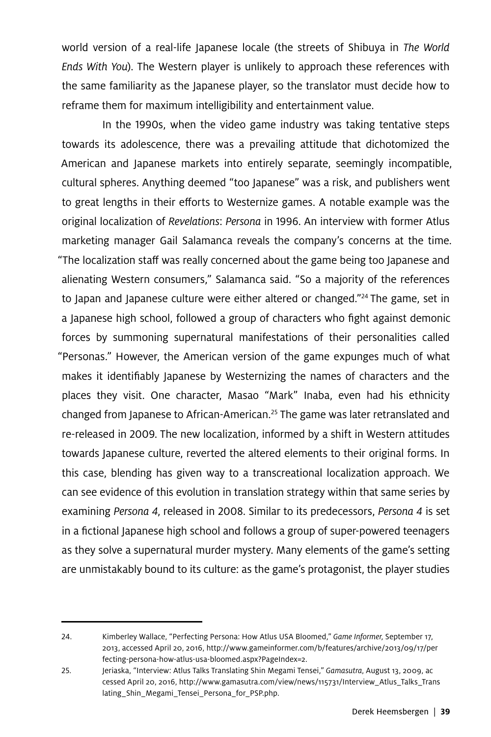world version of a real-life Japanese locale (the streets of Shibuya in *The World Ends With You*). The Western player is unlikely to approach these references with the same familiarity as the Japanese player, so the translator must decide how to reframe them for maximum intelligibility and entertainment value.

In the 1990s, when the video game industry was taking tentative steps towards its adolescence, there was a prevailing attitude that dichotomized the American and Japanese markets into entirely separate, seemingly incompatible, cultural spheres. Anything deemed "too Japanese" was a risk, and publishers went to great lengths in their efforts to Westernize games. A notable example was the original localization of *Revelations*: *Persona* in 1996. An interview with former Atlus marketing manager Gail Salamanca reveals the company's concerns at the time. "The localization staff was really concerned about the game being too Japanese and alienating Western consumers," Salamanca said. "So a majority of the references to Japan and Japanese culture were either altered or changed."[24] The game, set in a Japanese high school, followed a group of characters who fight against demonic forces by summoning supernatural manifestations of their personalities called "Personas." However, the American version of the game expunges much of what makes it identifiably Japanese by Westernizing the names of characters and the places they visit. One character, Masao "Mark" Inaba, even had his ethnicity changed from Japanese to African-American.[25] The game was later retranslated and re-released in 2009. The new localization, informed by a shift in Western attitudes towards Japanese culture, reverted the altered elements to their original forms. In this case, blending has given way to a transcreational localization approach. We can see evidence of this evolution in translation strategy within that same series by examining *Persona 4*, released in 2008. Similar to its predecessors, *Persona 4* is set in a fictional Japanese high school and follows a group of super-powered teenagers as they solve a supernatural murder mystery. Many elements of the game's setting are unmistakably bound to its culture: as the game's protagonist, the player studies

---

24. Kimberley Wallace, "Perfecting Persona: How Atlus USA Bloomed," *Game Informer*, September 17, 2013, accessed April 20, 2016, http://www.gameinformer.com/b/features/archive/2013/09/17/perfecting-persona-how-atlus-usa-bloomed.aspx?PageIndex=2.

25. Jeriaska, "Interview: Atlus Talks Translating Shin Megami Tensei," *Gamasutra*, August 13, 2009, accessed April 20, 2016, http://www.gamasutra.com/view/news/115731/Interview_Atlus_Talks_Translating_Shin_Megami_Tensei_Persona_for_PSP.php.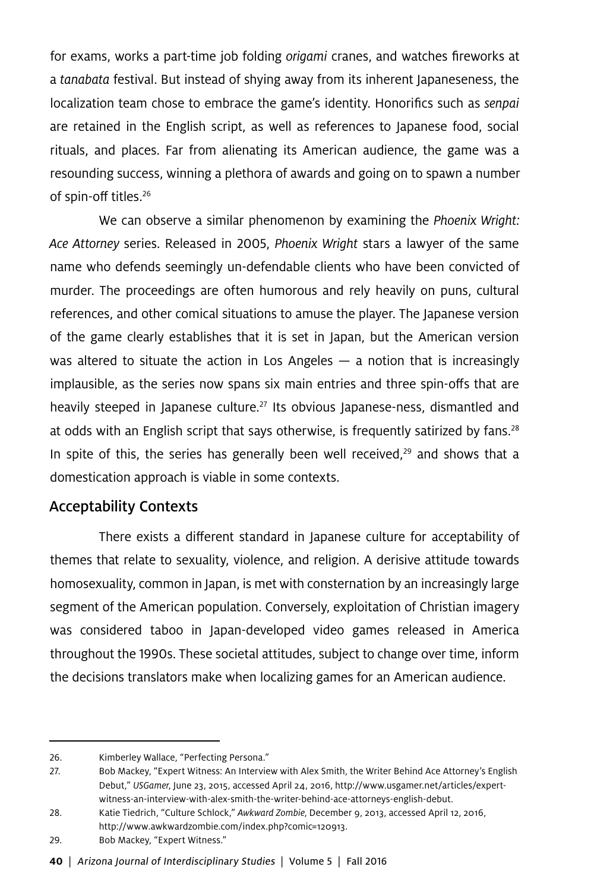for exams, works a part-time job folding *origami* cranes, and watches fireworks at a *tanabata* festival. But instead of shying away from its inherent Japaneseness, the localization team chose to embrace the game's identity. Honorifics such as *senpai* are retained in the English script, as well as references to Japanese food, social rituals, and places. Far from alienating its American audience, the game was a resounding success, winning a plethora of awards and going on to spawn a number of spin-off titles.[26]

We can observe a similar phenomenon by examining the *Phoenix Wright: Ace Attorney* series. Released in 2005, *Phoenix Wright* stars a lawyer of the same name who defends seemingly un-defendable clients who have been convicted of murder. The proceedings are often humorous and rely heavily on puns, cultural references, and other comical situations to amuse the player. The Japanese version of the game clearly establishes that it is set in Japan, but the American version was altered to situate the action in Los Angeles — a notion that is increasingly implausible, as the series now spans six main entries and three spin-offs that are heavily steeped in Japanese culture.[27] Its obvious Japanese-ness, dismantled and at odds with an English script that says otherwise, is frequently satirized by fans.[28] In spite of this, the series has generally been well received,[29] and shows that a domestication approach is viable in some contexts.

## Acceptability Contexts

There exists a different standard in Japanese culture for acceptability of themes that relate to sexuality, violence, and religion. A derisive attitude towards homosexuality, common in Japan, is met with consternation by an increasingly large segment of the American population. Conversely, exploitation of Christian imagery was considered taboo in Japan-developed video games released in America throughout the 1990s. These societal attitudes, subject to change over time, inform the decisions translators make when localizing games for an American audience.

---

26. Kimberley Wallace, "Perfecting Persona."
27. Bob Mackey, "Expert Witness: An Interview with Alex Smith, the Writer Behind Ace Attorney's English Debut," *USGamer*, June 23, 2015, accessed April 24, 2016, http://www.usgamer.net/articles/expert-witness-an-interview-with-alex-smith-the-writer-behind-ace-attorneys-english-debut.
28. Katie Tiedrich, "Culture Schlock," *Awkward Zombie*, December 9, 2013, accessed April 12, 2016, http://www.awkwardzombie.com/index.php?comic=120913.
29. Bob Mackey, "Expert Witness."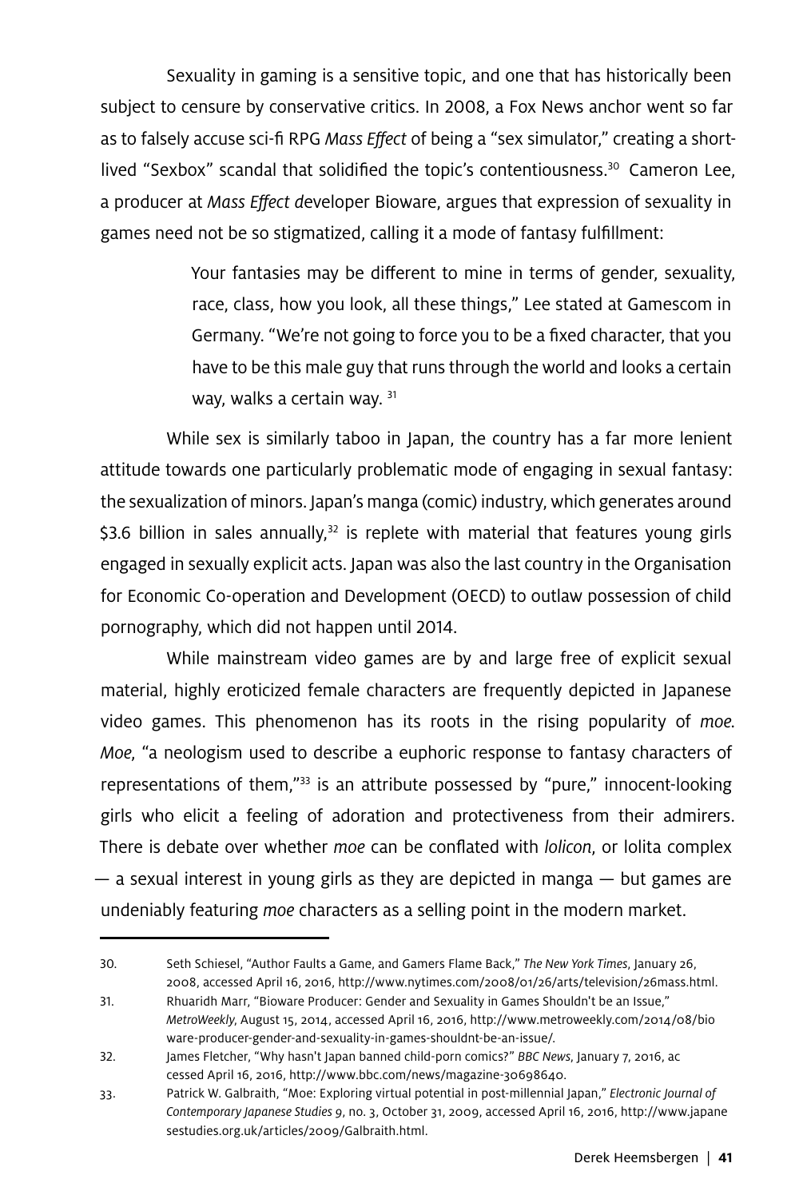Sexuality in gaming is a sensitive topic, and one that has historically been subject to censure by conservative critics. In 2008, a Fox News anchor went so far as to falsely accuse sci-fi RPG *Mass Effect* of being a "sex simulator," creating a short-lived "Sexbox" scandal that solidified the topic's contentiousness.[30] Cameron Lee, a producer at *Mass Effect d*eveloper Bioware, argues that expression of sexuality in games need not be so stigmatized, calling it a mode of fantasy fulfillment:

> Your fantasies may be different to mine in terms of gender, sexuality, race, class, how you look, all these things," Lee stated at Gamescom in Germany. "We're not going to force you to be a fixed character, that you have to be this male guy that runs through the world and looks a certain way, walks a certain way. [31]

While sex is similarly taboo in Japan, the country has a far more lenient attitude towards one particularly problematic mode of engaging in sexual fantasy: the sexualization of minors. Japan's manga (comic) industry, which generates around \$3.6 billion in sales annually,[32] is replete with material that features young girls engaged in sexually explicit acts. Japan was also the last country in the Organisation for Economic Co-operation and Development (OECD) to outlaw possession of child pornography, which did not happen until 2014.

While mainstream video games are by and large free of explicit sexual material, highly eroticized female characters are frequently depicted in Japanese video games. This phenomenon has its roots in the rising popularity of *moe*. *Moe*, "a neologism used to describe a euphoric response to fantasy characters of representations of them,"[33] is an attribute possessed by "pure," innocent-looking girls who elicit a feeling of adoration and protectiveness from their admirers. There is debate over whether *moe* can be conflated with *lolicon*, or lolita complex — a sexual interest in young girls as they are depicted in manga — but games are undeniably featuring *moe* characters as a selling point in the modern market.

---

30. Seth Schiesel, "Author Faults a Game, and Gamers Flame Back," *The New York Times*, January 26, 2008, accessed April 16, 2016, http://www.nytimes.com/2008/01/26/arts/television/26mass.html.
31. Rhuaridh Marr, "Bioware Producer: Gender and Sexuality in Games Shouldn't be an Issue," *MetroWeekly*, August 15, 2014, accessed April 16, 2016, http://www.metroweekly.com/2014/08/bioware-producer-gender-and-sexuality-in-games-shouldnt-be-an-issue/.
32. James Fletcher, "Why hasn't Japan banned child-porn comics?" *BBC News*, January 7, 2016, accessed April 16, 2016, http://www.bbc.com/news/magazine-30698640.
33. Patrick W. Galbraith, "Moe: Exploring virtual potential in post-millennial Japan," *Electronic Journal of Contemporary Japanese Studies 9*, no. 3, October 31, 2009, accessed April 16, 2016, http://www.japanesestudies.org.uk/articles/2009/Galbraith.html.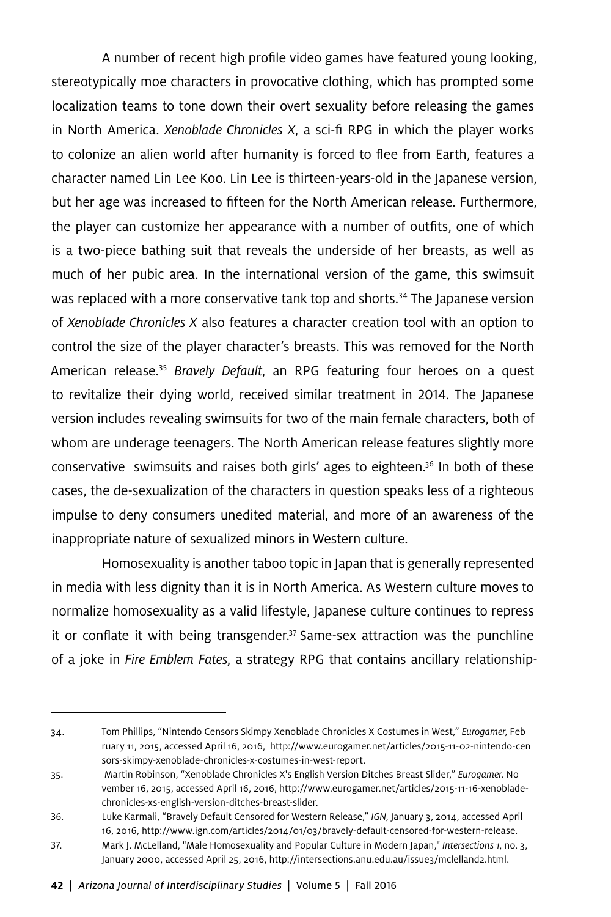A number of recent high profile video games have featured young looking, stereotypically moe characters in provocative clothing, which has prompted some localization teams to tone down their overt sexuality before releasing the games in North America. *Xenoblade Chronicles X*, a sci-fi RPG in which the player works to colonize an alien world after humanity is forced to flee from Earth, features a character named Lin Lee Koo. Lin Lee is thirteen-years-old in the Japanese version, but her age was increased to fifteen for the North American release. Furthermore, the player can customize her appearance with a number of outfits, one of which is a two-piece bathing suit that reveals the underside of her breasts, as well as much of her pubic area. In the international version of the game, this swimsuit was replaced with a more conservative tank top and shorts.[34] The Japanese version of *Xenoblade Chronicles X* also features a character creation tool with an option to control the size of the player character's breasts. This was removed for the North American release.[35] *Bravely Default*, an RPG featuring four heroes on a quest to revitalize their dying world, received similar treatment in 2014. The Japanese version includes revealing swimsuits for two of the main female characters, both of whom are underage teenagers. The North American release features slightly more conservative swimsuits and raises both girls' ages to eighteen.[36] In both of these cases, the de-sexualization of the characters in question speaks less of a righteous impulse to deny consumers unedited material, and more of an awareness of the inappropriate nature of sexualized minors in Western culture.

Homosexuality is another taboo topic in Japan that is generally represented in media with less dignity than it is in North America. As Western culture moves to normalize homosexuality as a valid lifestyle, Japanese culture continues to repress it or conflate it with being transgender.[37] Same-sex attraction was the punchline of a joke in *Fire Emblem Fates*, a strategy RPG that contains ancillary relationship-

---

34. Tom Phillips, "Nintendo Censors Skimpy Xenoblade Chronicles X Costumes in West," *Eurogamer*, February 11, 2015, accessed April 16, 2016, http://www.eurogamer.net/articles/2015-11-02-nintendo-censors-skimpy-xenoblade-chronicles-x-costumes-in-west-report.
35. Martin Robinson, "Xenoblade Chronicles X's English Version Ditches Breast Slider," *Eurogamer*. November 16, 2015, accessed April 16, 2016, http://www.eurogamer.net/articles/2015-11-16-xenoblade-chronicles-xs-english-version-ditches-breast-slider.
36. Luke Karmali, "Bravely Default Censored for Western Release," *IGN*, January 3, 2014, accessed April 16, 2016, http://www.ign.com/articles/2014/01/03/bravely-default-censored-for-western-release.
37. Mark J. McLelland, "Male Homosexuality and Popular Culture in Modern Japan," *Intersections 1*, no. 3, January 2000, accessed April 25, 2016, http://intersections.anu.edu.au/issue3/mclelland2.html.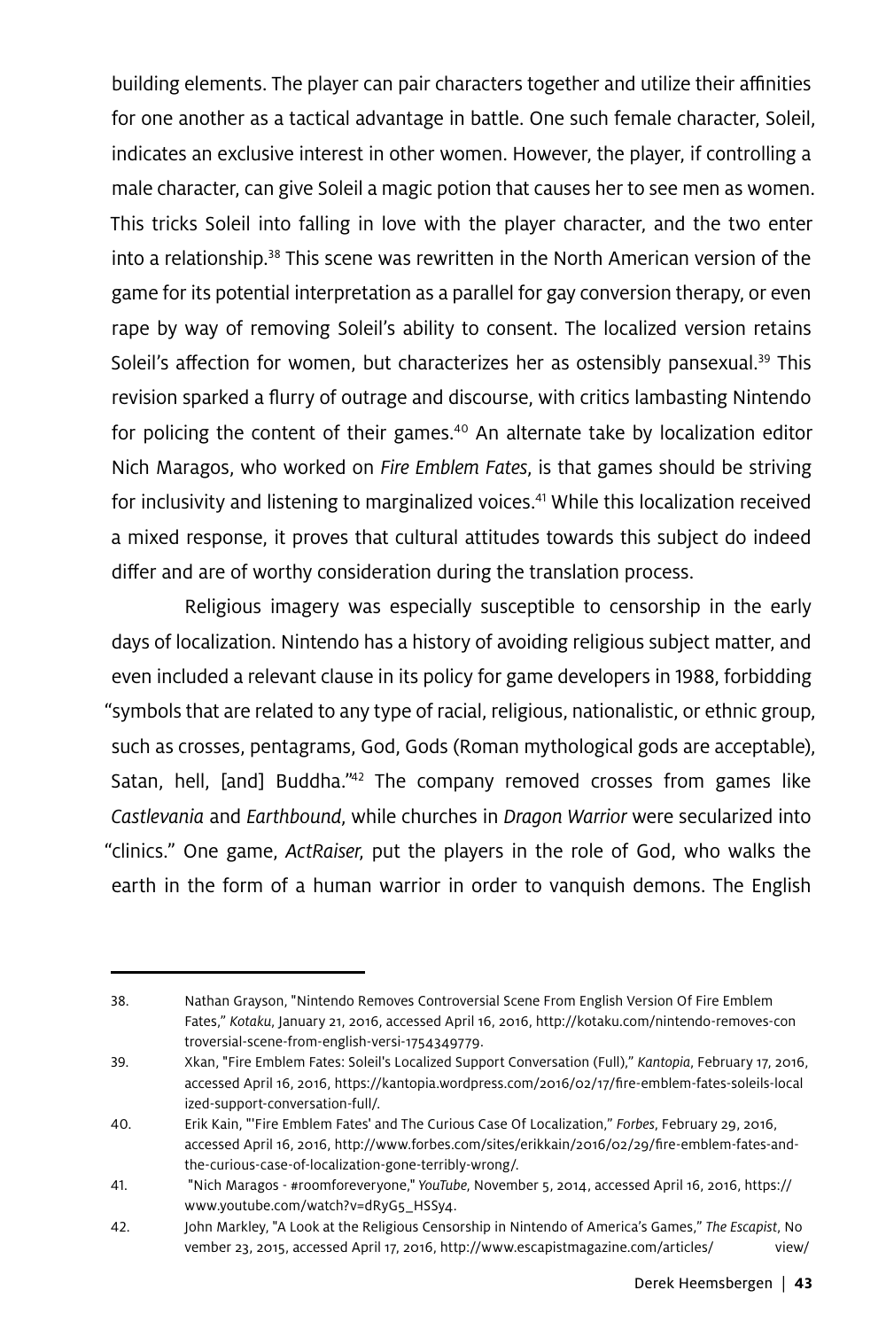building elements. The player can pair characters together and utilize their affinities for one another as a tactical advantage in battle. One such female character, Soleil, indicates an exclusive interest in other women. However, the player, if controlling a male character, can give Soleil a magic potion that causes her to see men as women. This tricks Soleil into falling in love with the player character, and the two enter into a relationship.[38] This scene was rewritten in the North American version of the game for its potential interpretation as a parallel for gay conversion therapy, or even rape by way of removing Soleil's ability to consent. The localized version retains Soleil's affection for women, but characterizes her as ostensibly pansexual.[39] This revision sparked a flurry of outrage and discourse, with critics lambasting Nintendo for policing the content of their games.[40] An alternate take by localization editor Nich Maragos, who worked on *Fire Emblem Fates*, is that games should be striving for inclusivity and listening to marginalized voices.[41] While this localization received a mixed response, it proves that cultural attitudes towards this subject do indeed differ and are of worthy consideration during the translation process.

Religious imagery was especially susceptible to censorship in the early days of localization. Nintendo has a history of avoiding religious subject matter, and even included a relevant clause in its policy for game developers in 1988, forbidding "symbols that are related to any type of racial, religious, nationalistic, or ethnic group, such as crosses, pentagrams, God, Gods (Roman mythological gods are acceptable), Satan, hell, [and] Buddha."[42] The company removed crosses from games like *Castlevania* and *Earthbound*, while churches in *Dragon Warrior* were secularized into "clinics." One game, *ActRaiser*, put the players in the role of God, who walks the earth in the form of a human warrior in order to vanquish demons. The English

---

38. Nathan Grayson, "Nintendo Removes Controversial Scene From English Version Of Fire Emblem Fates," *Kotaku*, January 21, 2016, accessed April 16, 2016, http://kotaku.com/nintendo-removes-controversial-scene-from-english-versi-1754349779.

39. Xkan, "Fire Emblem Fates: Soleil's Localized Support Conversation (Full)," *Kantopia*, February 17, 2016, accessed April 16, 2016, https://kantopia.wordpress.com/2016/02/17/fire-emblem-fates-soleils-localized-support-conversation-full/.

40. Erik Kain, "'Fire Emblem Fates' and The Curious Case Of Localization," *Forbes*, February 29, 2016, accessed April 16, 2016, http://www.forbes.com/sites/erikkain/2016/02/29/fire-emblem-fates-and-the-curious-case-of-localization-gone-terribly-wrong/.

41. "Nich Maragos - #roomforeveryone," *YouTube*, November 5, 2014, accessed April 16, 2016, https://www.youtube.com/watch?v=dRyG5_HSSy4.

42. John Markley, "A Look at the Religious Censorship in Nintendo of America's Games," *The Escapist*, November 23, 2015, accessed April 17, 2016, http://www.escapistmagazine.com/articles/view/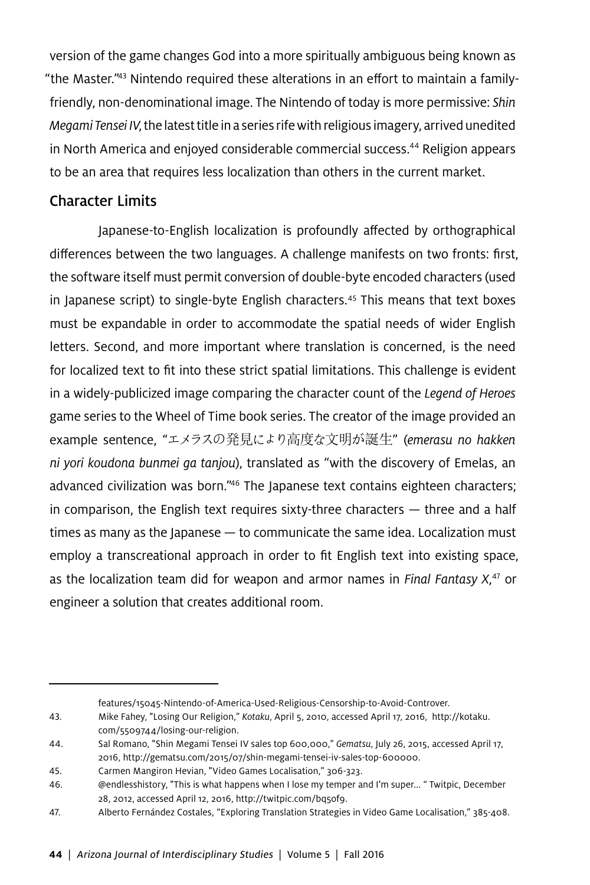version of the game changes God into a more spiritually ambiguous being known as "the Master."[43] Nintendo required these alterations in an effort to maintain a family-friendly, non-denominational image. The Nintendo of today is more permissive: *Shin Megami Tensei IV*, the latest title in a series rife with religious imagery, arrived unedited in North America and enjoyed considerable commercial success.[44] Religion appears to be an area that requires less localization than others in the current market.

## Character Limits

Japanese-to-English localization is profoundly affected by orthographical differences between the two languages. A challenge manifests on two fronts: first, the software itself must permit conversion of double-byte encoded characters (used in Japanese script) to single-byte English characters.[45] This means that text boxes must be expandable in order to accommodate the spatial needs of wider English letters. Second, and more important where translation is concerned, is the need for localized text to fit into these strict spatial limitations. This challenge is evident in a widely-publicized image comparing the character count of the *Legend of Heroes* game series to the Wheel of Time book series. The creator of the image provided an example sentence, "エメラスの発見により高度な文明が誕生" (*emerasu no hakken ni yori koudona bunmei ga tanjou*), translated as "with the discovery of Emelas, an advanced civilization was born."[46] The Japanese text contains eighteen characters; in comparison, the English text requires sixty-three characters — three and a half times as many as the Japanese — to communicate the same idea. Localization must employ a transcreational approach in order to fit English text into existing space, as the localization team did for weapon and armor names in *Final Fantasy X*,[47] or engineer a solution that creates additional room.

---

features/15045-Nintendo-of-America-Used-Religious-Censorship-to-Avoid-Controver.

43. Mike Fahey, "Losing Our Religion," *Kotaku*, April 5, 2010, accessed April 17, 2016, http://kotaku.com/5509744/losing-our-religion.

44. Sal Romano, "Shin Megami Tensei IV sales top 600,000," *Gematsu*, July 26, 2015, accessed April 17, 2016, http://gematsu.com/2015/07/shin-megami-tensei-iv-sales-top-600000.

45. Carmen Mangiron Hevian, "Video Games Localisation," 306-323.

46. @endlesshistory, "This is what happens when I lose my temper and I'm super... " Twitpic, December 28, 2012, accessed April 12, 2016, http://twitpic.com/bq5of9.

47. Alberto Fernández Costales, "Exploring Translation Strategies in Video Game Localisation," 385-408.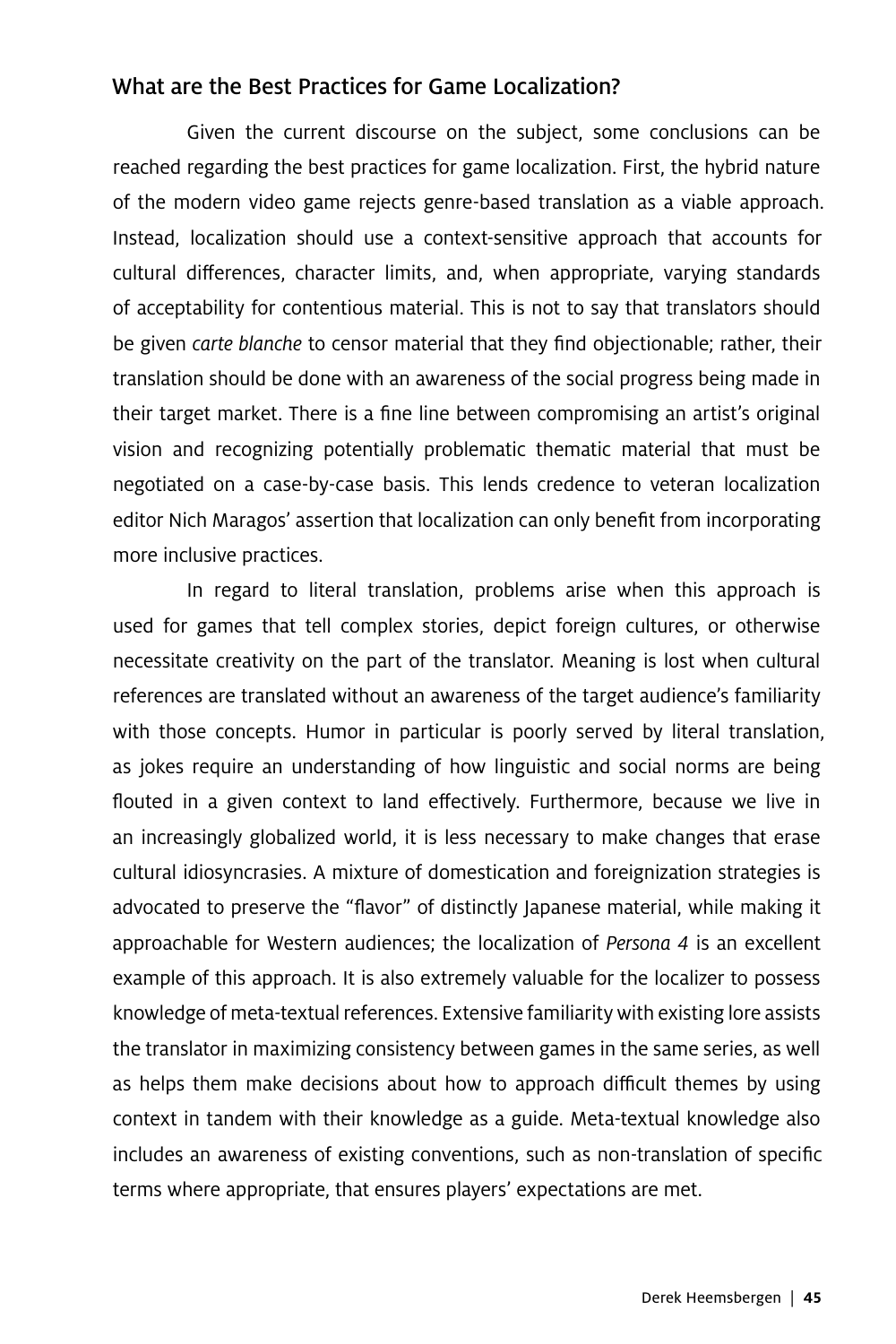## What are the Best Practices for Game Localization?

Given the current discourse on the subject, some conclusions can be reached regarding the best practices for game localization. First, the hybrid nature of the modern video game rejects genre-based translation as a viable approach. Instead, localization should use a context-sensitive approach that accounts for cultural differences, character limits, and, when appropriate, varying standards of acceptability for contentious material. This is not to say that translators should be given *carte blanche* to censor material that they find objectionable; rather, their translation should be done with an awareness of the social progress being made in their target market. There is a fine line between compromising an artist's original vision and recognizing potentially problematic thematic material that must be negotiated on a case-by-case basis. This lends credence to veteran localization editor Nich Maragos' assertion that localization can only benefit from incorporating more inclusive practices.

In regard to literal translation, problems arise when this approach is used for games that tell complex stories, depict foreign cultures, or otherwise necessitate creativity on the part of the translator. Meaning is lost when cultural references are translated without an awareness of the target audience's familiarity with those concepts. Humor in particular is poorly served by literal translation, as jokes require an understanding of how linguistic and social norms are being flouted in a given context to land effectively. Furthermore, because we live in an increasingly globalized world, it is less necessary to make changes that erase cultural idiosyncrasies. A mixture of domestication and foreignization strategies is advocated to preserve the "flavor" of distinctly Japanese material, while making it approachable for Western audiences; the localization of *Persona 4* is an excellent example of this approach. It is also extremely valuable for the localizer to possess knowledge of meta-textual references. Extensive familiarity with existing lore assists the translator in maximizing consistency between games in the same series, as well as helps them make decisions about how to approach difficult themes by using context in tandem with their knowledge as a guide. Meta-textual knowledge also includes an awareness of existing conventions, such as non-translation of specific terms where appropriate, that ensures players' expectations are met.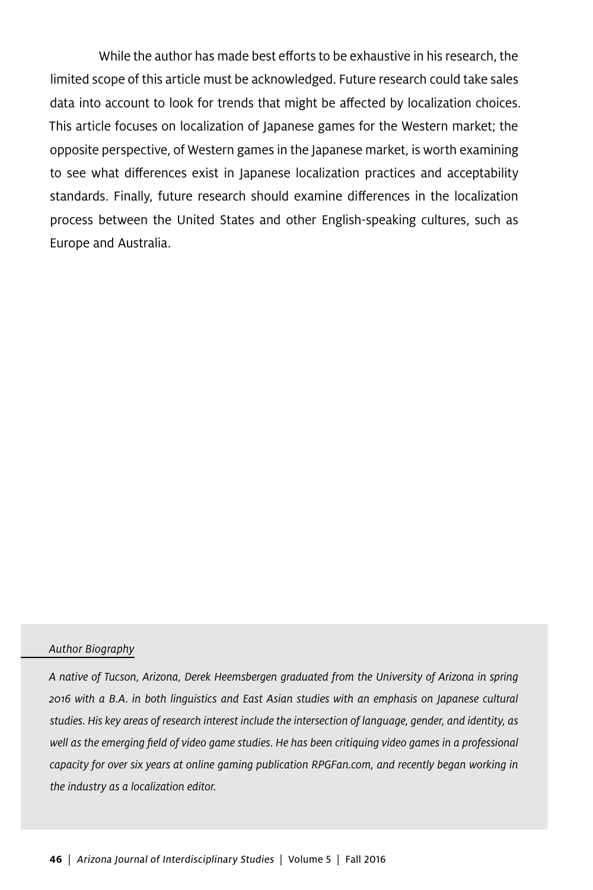While the author has made best efforts to be exhaustive in his research, the limited scope of this article must be acknowledged. Future research could take sales data into account to look for trends that might be affected by localization choices. This article focuses on localization of Japanese games for the Western market; the opposite perspective, of Western games in the Japanese market, is worth examining to see what differences exist in Japanese localization practices and acceptability standards. Finally, future research should examine differences in the localization process between the United States and other English-speaking cultures, such as Europe and Australia.

*Author Biography*

*A native of Tucson, Arizona, Derek Heemsbergen graduated from the University of Arizona in spring 2016 with a B.A. in both linguistics and East Asian studies with an emphasis on Japanese cultural studies. His key areas of research interest include the intersection of language, gender, and identity, as well as the emerging field of video game studies. He has been critiquing video games in a professional capacity for over six years at online gaming publication RPGFan.com, and recently began working in the industry as a localization editor.*